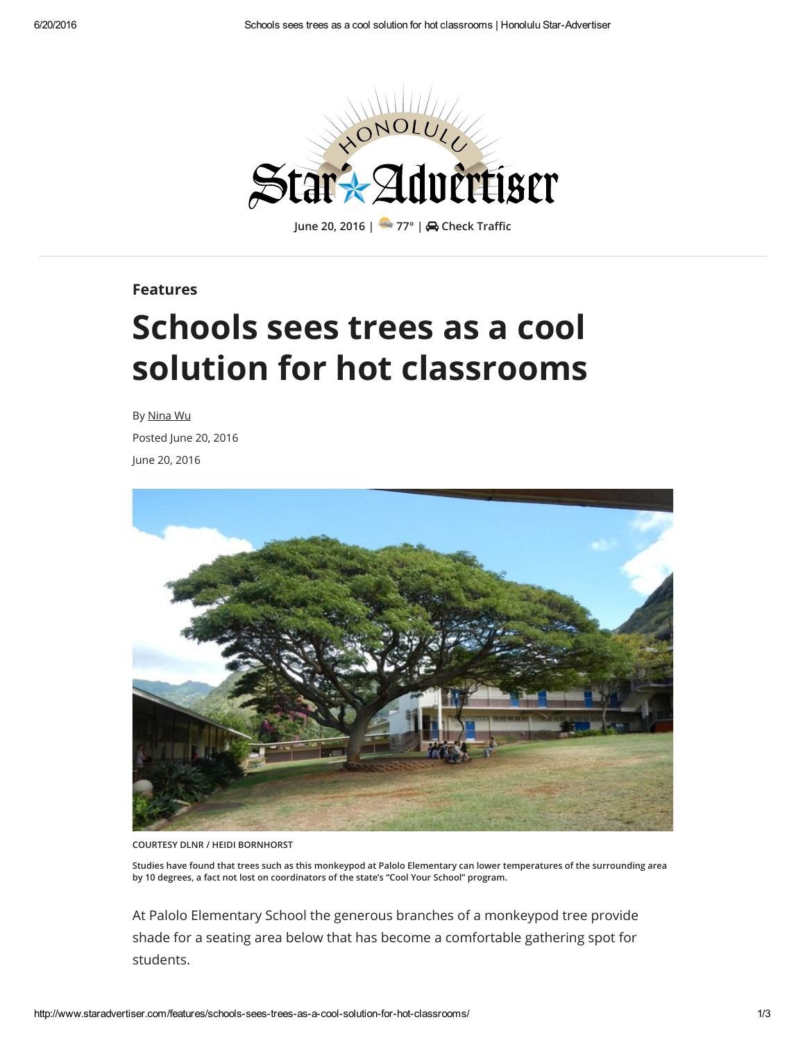# Honolulu Star-Advertiser

June 20, 2016 | 77° | Check Traffic

**Features**

# Schools sees trees as a cool solution for hot classrooms

By Nina Wu

Posted June 20, 2016

June 20, 2016

COURTESY DLNR / HEIDI BORNHORST

Studies have found that trees such as this monkeypod at Palolo Elementary can lower temperatures of the surrounding area by 10 degrees, a fact not lost on coordinators of the state's "Cool Your School" program.

At Palolo Elementary School the generous branches of a monkeypod tree provide shade for a seating area below that has become a comfortable gathering spot for students.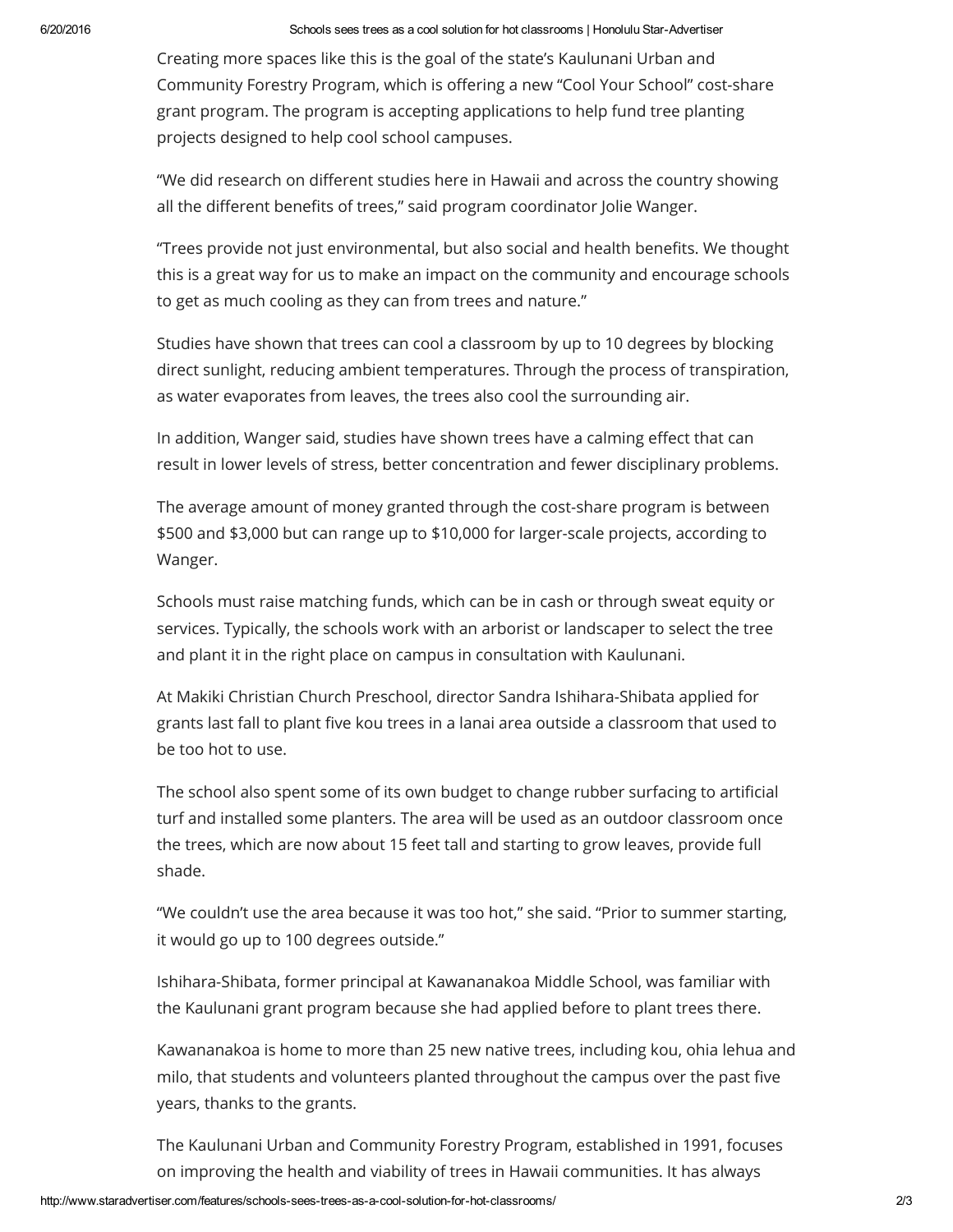Creating more spaces like this is the goal of the state's Kaulunani Urban and Community Forestry Program, which is offering a new "Cool Your School" cost-share grant program. The program is accepting applications to help fund tree planting projects designed to help cool school campuses.

"We did research on different studies here in Hawaii and across the country showing all the different benefits of trees," said program coordinator Jolie Wanger.

"Trees provide not just environmental, but also social and health benefits. We thought this is a great way for us to make an impact on the community and encourage schools to get as much cooling as they can from trees and nature."

Studies have shown that trees can cool a classroom by up to 10 degrees by blocking direct sunlight, reducing ambient temperatures. Through the process of transpiration, as water evaporates from leaves, the trees also cool the surrounding air.

In addition, Wanger said, studies have shown trees have a calming effect that can result in lower levels of stress, better concentration and fewer disciplinary problems.

The average amount of money granted through the cost-share program is between $500 and $3,000 but can range up to $10,000 for larger-scale projects, according to Wanger.

Schools must raise matching funds, which can be in cash or through sweat equity or services. Typically, the schools work with an arborist or landscaper to select the tree and plant it in the right place on campus in consultation with Kaulunani.

At Makiki Christian Church Preschool, director Sandra Ishihara-Shibata applied for grants last fall to plant five kou trees in a lanai area outside a classroom that used to be too hot to use.

The school also spent some of its own budget to change rubber surfacing to artificial turf and installed some planters. The area will be used as an outdoor classroom once the trees, which are now about 15 feet tall and starting to grow leaves, provide full shade.

"We couldn't use the area because it was too hot," she said. "Prior to summer starting, it would go up to 100 degrees outside."

Ishihara-Shibata, former principal at Kawananakoa Middle School, was familiar with the Kaulunani grant program because she had applied before to plant trees there.

Kawananakoa is home to more than 25 new native trees, including kou, ohia lehua and milo, that students and volunteers planted throughout the campus over the past five years, thanks to the grants.

The Kaulunani Urban and Community Forestry Program, established in 1991, focuses on improving the health and viability of trees in Hawaii communities. It has always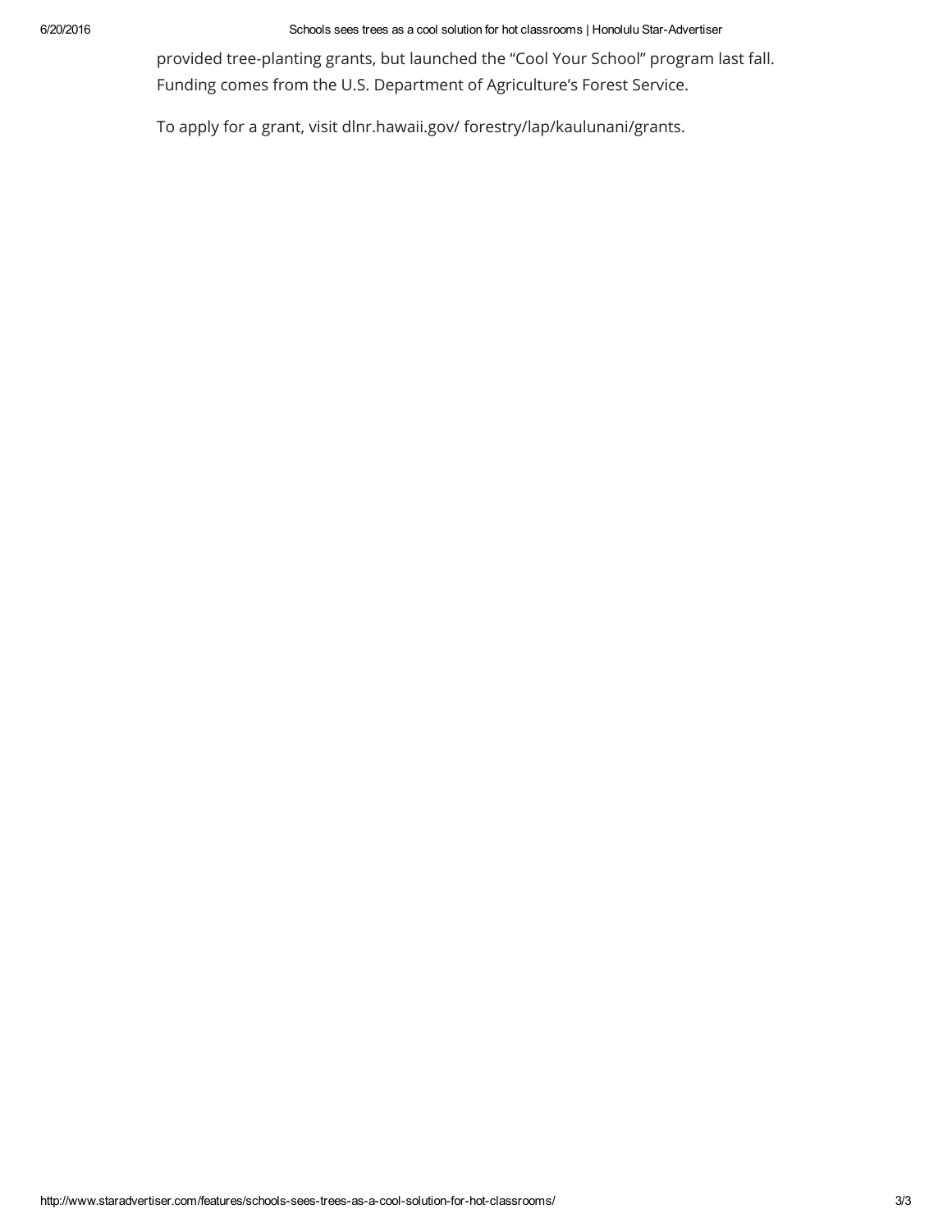provided tree-planting grants, but launched the "Cool Your School" program last fall. Funding comes from the U.S. Department of Agriculture's Forest Service.

To apply for a grant, visit dlnr.hawaii.gov/ forestry/lap/kaulunani/grants.